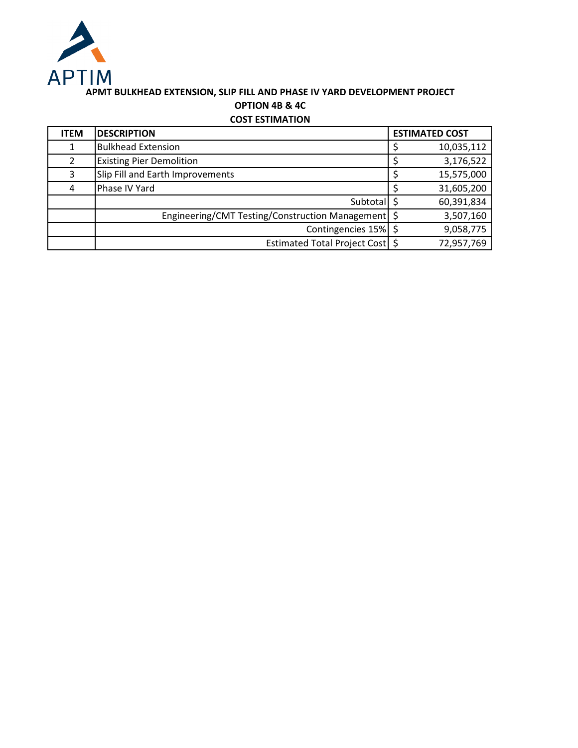APTIM

**APMT BULKHEAD EXTENSION, SLIP FILL AND PHASE IV YARD DEVELOPMENT PROJECT**

**OPTION 4B & 4C**

**COST ESTIMATION**

| ITEM | DESCRIPTION | ESTIMATED COST |
|---|---|---|
| 1 | Bulkhead Extension | $ 10,035,112 |
| 2 | Existing Pier Demolition | $ 3,176,522 |
| 3 | Slip Fill and Earth Improvements | $ 15,575,000 |
| 4 | Phase IV Yard | $ 31,605,200 |
| | Subtotal | $ 60,391,834 |
| | Engineering/CMT Testing/Construction Management | $ 3,507,160 |
| | Contingencies 15% | $ 9,058,775 |
| | Estimated Total Project Cost | $ 72,957,769 |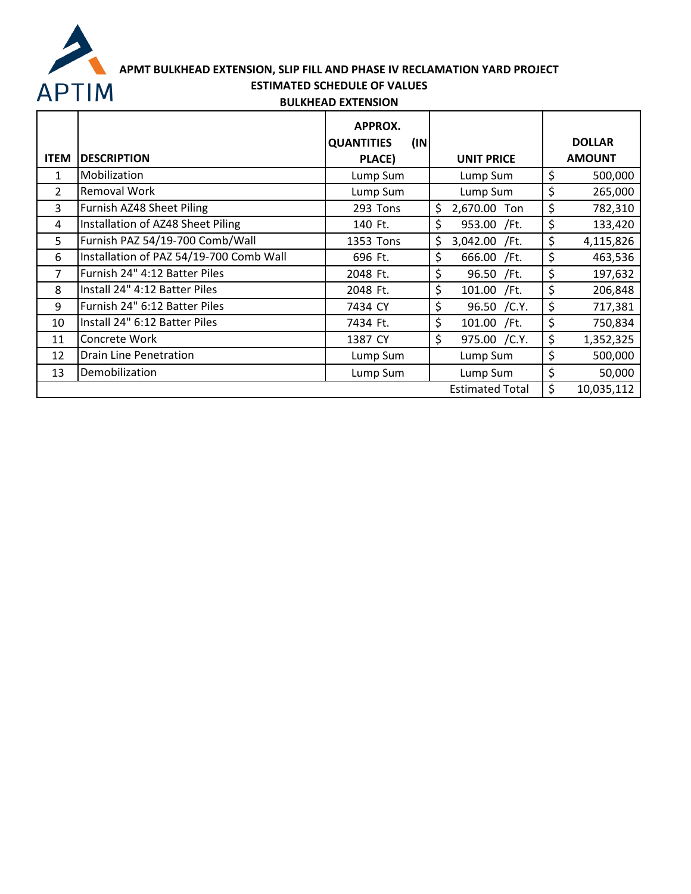APTIM

**APMT BULKHEAD EXTENSION, SLIP FILL AND PHASE IV RECLAMATION YARD PROJECT**

**ESTIMATED SCHEDULE OF VALUES**

**BULKHEAD EXTENSION**

| ITEM | DESCRIPTION | APPROX. QUANTITIES (IN PLACE) | UNIT PRICE | DOLLAR AMOUNT |
|---|---|---|---|---|
| 1 | Mobilization | Lump Sum | Lump Sum | $ 500,000 |
| 2 | Removal Work | Lump Sum | Lump Sum | $ 265,000 |
| 3 | Furnish AZ48 Sheet Piling | 293 Tons | $ 2,670.00 Ton | $ 782,310 |
| 4 | Installation of AZ48 Sheet Piling | 140 Ft. | $ 953.00 /Ft. | $ 133,420 |
| 5 | Furnish PAZ 54/19-700 Comb/Wall | 1353 Tons | $ 3,042.00 /Ft. | $ 4,115,826 |
| 6 | Installation of PAZ 54/19-700 Comb Wall | 696 Ft. | $ 666.00 /Ft. | $ 463,536 |
| 7 | Furnish 24" 4:12 Batter Piles | 2048 Ft. | $ 96.50 /Ft. | $ 197,632 |
| 8 | Install 24" 4:12 Batter Piles | 2048 Ft. | $ 101.00 /Ft. | $ 206,848 |
| 9 | Furnish 24" 6:12 Batter Piles | 7434 CY | $ 96.50 /C.Y. | $ 717,381 |
| 10 | Install 24" 6:12 Batter Piles | 7434 Ft. | $ 101.00 /Ft. | $ 750,834 |
| 11 | Concrete Work | 1387 CY | $ 975.00 /C.Y. | $ 1,352,325 |
| 12 | Drain Line Penetration | Lump Sum | Lump Sum | $ 500,000 |
| 13 | Demobilization | Lump Sum | Lump Sum | $ 50,000 |
| | | | Estimated Total | $ 10,035,112 |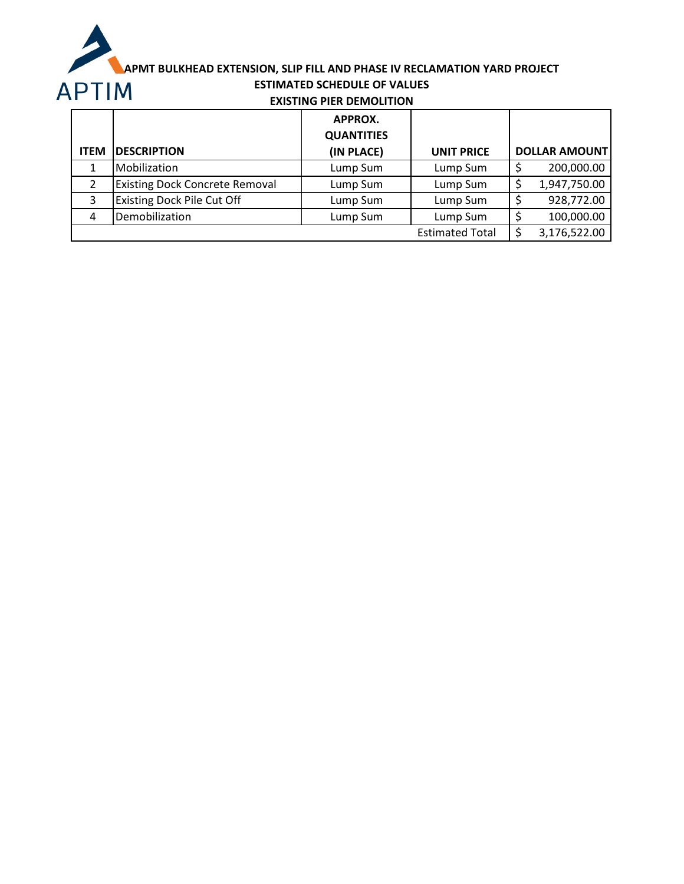APTIM

**APMT BULKHEAD EXTENSION, SLIP FILL AND PHASE IV RECLAMATION YARD PROJECT**

**ESTIMATED SCHEDULE OF VALUES**

**EXISTING PIER DEMOLITION**

| ITEM | DESCRIPTION | APPROX. QUANTITIES (IN PLACE) | UNIT PRICE | DOLLAR AMOUNT |
|---|---|---|---|---|
| 1 | Mobilization | Lump Sum | Lump Sum | $ 200,000.00 |
| 2 | Existing Dock Concrete Removal | Lump Sum | Lump Sum | $ 1,947,750.00 |
| 3 | Existing Dock Pile Cut Off | Lump Sum | Lump Sum | $ 928,772.00 |
| 4 | Demobilization | Lump Sum | Lump Sum | $ 100,000.00 |
| | | | Estimated Total | $ 3,176,522.00 |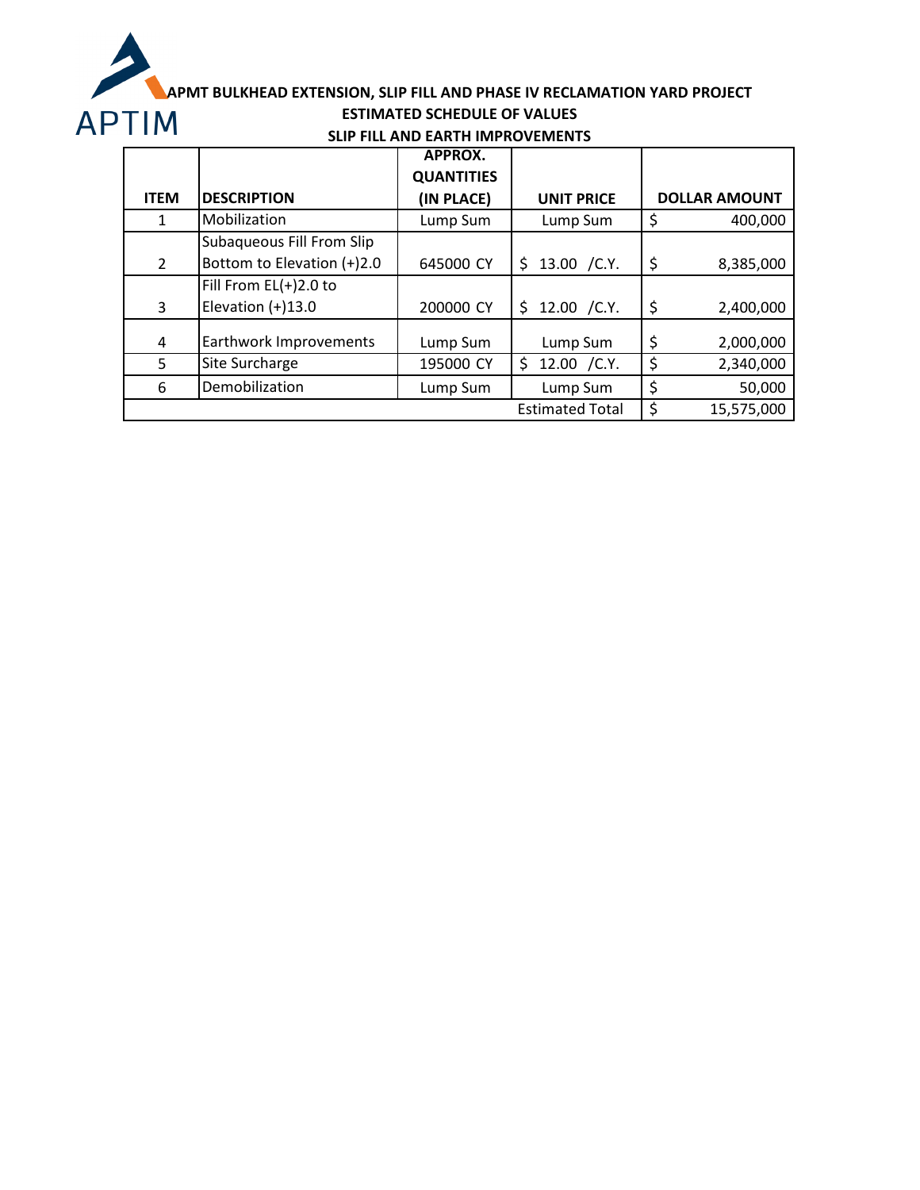APTIM

# APMT BULKHEAD EXTENSION, SLIP FILL AND PHASE IV RECLAMATION YARD PROJECT

## ESTIMATED SCHEDULE OF VALUES

## SLIP FILL AND EARTH IMPROVEMENTS

| ITEM | DESCRIPTION | APPROX. QUANTITIES (IN PLACE) | UNIT PRICE | DOLLAR AMOUNT |
|---|---|---|---|---|
| 1 | Mobilization | Lump Sum | Lump Sum | $ 400,000 |
| 2 | Subaqueous Fill From Slip Bottom to Elevation (+)2.0 | 645000 CY | $ 13.00 /C.Y. | $ 8,385,000 |
| 3 | Fill From EL(+)2.0 to Elevation (+)13.0 | 200000 CY | $ 12.00 /C.Y. | $ 2,400,000 |
| 4 | Earthwork Improvements | Lump Sum | Lump Sum | $ 2,000,000 |
| 5 | Site Surcharge | 195000 CY | $ 12.00 /C.Y. | $ 2,340,000 |
| 6 | Demobilization | Lump Sum | Lump Sum | $ 50,000 |
| | | | Estimated Total | $ 15,575,000 |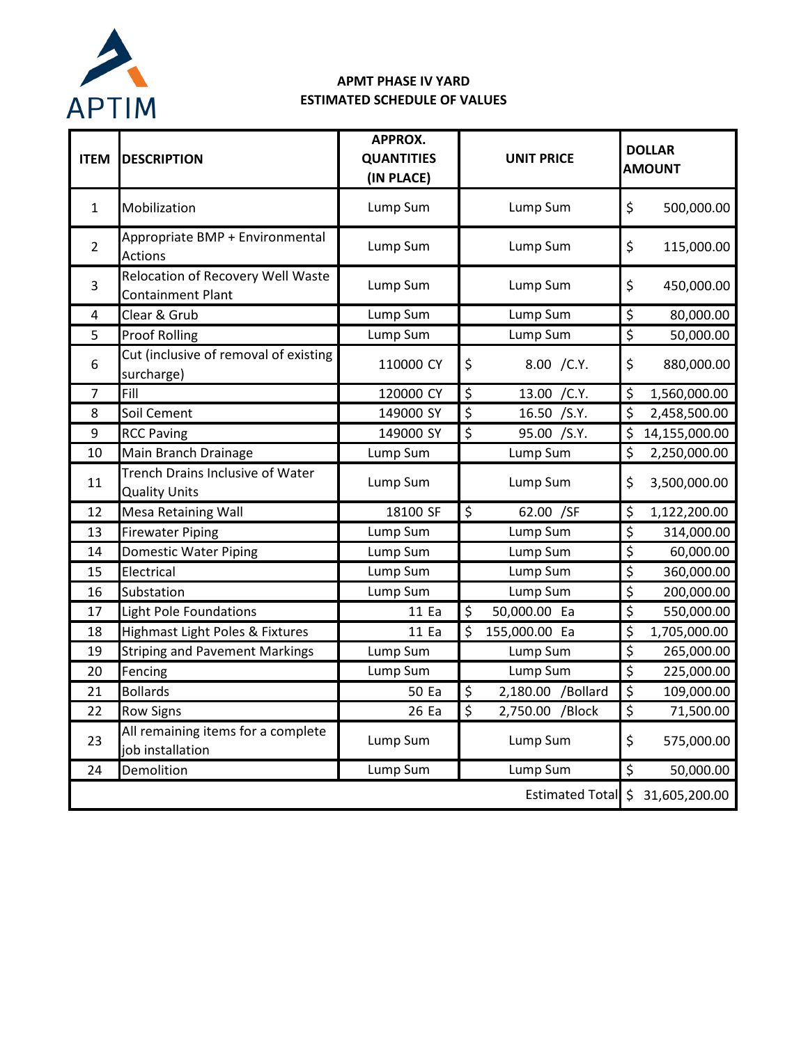APTIM

**APMT PHASE IV YARD**
**ESTIMATED SCHEDULE OF VALUES**

| ITEM | DESCRIPTION | APPROX. QUANTITIES (IN PLACE) | UNIT PRICE | DOLLAR AMOUNT |
|---|---|---|---|---|
| 1 | Mobilization | Lump Sum | Lump Sum | $ 500,000.00 |
| 2 | Appropriate BMP + Environmental Actions | Lump Sum | Lump Sum | $ 115,000.00 |
| 3 | Relocation of Recovery Well Waste Containment Plant | Lump Sum | Lump Sum | $ 450,000.00 |
| 4 | Clear & Grub | Lump Sum | Lump Sum | $ 80,000.00 |
| 5 | Proof Rolling | Lump Sum | Lump Sum | $ 50,000.00 |
| 6 | Cut (inclusive of removal of existing surcharge) | 110000 CY | $ 8.00 /C.Y. | $ 880,000.00 |
| 7 | Fill | 120000 CY | $ 13.00 /C.Y. | $ 1,560,000.00 |
| 8 | Soil Cement | 149000 SY | $ 16.50 /S.Y. | $ 2,458,500.00 |
| 9 | RCC Paving | 149000 SY | $ 95.00 /S.Y. | $ 14,155,000.00 |
| 10 | Main Branch Drainage | Lump Sum | Lump Sum | $ 2,250,000.00 |
| 11 | Trench Drains Inclusive of Water Quality Units | Lump Sum | Lump Sum | $ 3,500,000.00 |
| 12 | Mesa Retaining Wall | 18100 SF | $ 62.00 /SF | $ 1,122,200.00 |
| 13 | Firewater Piping | Lump Sum | Lump Sum | $ 314,000.00 |
| 14 | Domestic Water Piping | Lump Sum | Lump Sum | $ 60,000.00 |
| 15 | Electrical | Lump Sum | Lump Sum | $ 360,000.00 |
| 16 | Substation | Lump Sum | Lump Sum | $ 200,000.00 |
| 17 | Light Pole Foundations | 11 Ea | $ 50,000.00 Ea | $ 550,000.00 |
| 18 | Highmast Light Poles & Fixtures | 11 Ea | $ 155,000.00 Ea | $ 1,705,000.00 |
| 19 | Striping and Pavement Markings | Lump Sum | Lump Sum | $ 265,000.00 |
| 20 | Fencing | Lump Sum | Lump Sum | $ 225,000.00 |
| 21 | Bollards | 50 Ea | $ 2,180.00 /Bollard | $ 109,000.00 |
| 22 | Row Signs | 26 Ea | $ 2,750.00 /Block | $ 71,500.00 |
| 23 | All remaining items for a complete job installation | Lump Sum | Lump Sum | $ 575,000.00 |
| 24 | Demolition | Lump Sum | Lump Sum | $ 50,000.00 |
| | | | Estimated Total | $ 31,605,200.00 |